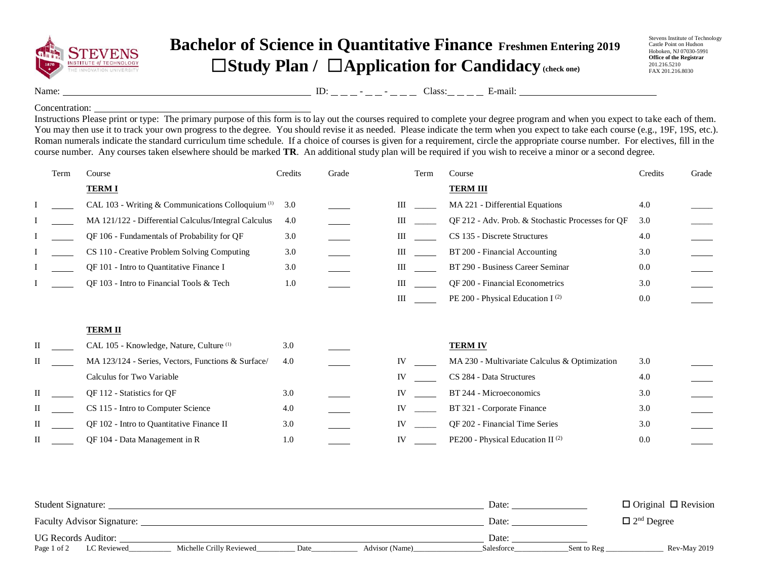# Bachelor of Science in Quantitative Finance Freshmen Entering 2019

## ☐Study Plan / ☐Application for Candidacy (check one)

Stevens Institute of Technology
Castle Point on Hudson
Hoboken, NJ 07030-5991
**Office of the Registrar**
201.216.5210
FAX 201.216.8030

Name: ____________________ ID: _ _ _ - _ _ - _ _ _ Class: _ _ _ _ E-mail: ____________________

Concentration: ____________________

Instructions Please print or type: The primary purpose of this form is to lay out the courses required to complete your degree program and when you expect to take each of them. You may then use it to track your own progress to the degree. You should revise it as needed. Please indicate the term when you expect to take each course (e.g., 19F, 19S, etc.). Roman numerals indicate the standard curriculum time schedule. If a choice of courses is given for a requirement, circle the appropriate course number. For electives, fill in the course number. Any courses taken elsewhere should be marked **TR**. An additional study plan will be required if you wish to receive a minor or a second degree.

| | Term | Course | Credits | Grade |
|---|---|---|---|---|
| | | **TERM I** | | |
| I | ____ | CAL 103 - Writing & Communications Colloquium (1) | 3.0 | ____ |
| I | ____ | MA 121/122 - Differential Calculus/Integral Calculus | 4.0 | ____ |
| I | ____ | QF 106 - Fundamentals of Probability for QF | 3.0 | ____ |
| I | ____ | CS 110 - Creative Problem Solving Computing | 3.0 | ____ |
| I | ____ | QF 101 - Intro to Quantitative Finance I | 3.0 | ____ |
| I | ____ | QF 103 - Intro to Financial Tools & Tech | 1.0 | ____ |
| | | **TERM II** | | |
| II | ____ | CAL 105 - Knowledge, Nature, Culture (1) | 3.0 | ____ |
| II | ____ | MA 123/124 - Series, Vectors, Functions & Surface/ Calculus for Two Variable | 4.0 | ____ |
| II | ____ | QF 112 - Statistics for QF | 3.0 | ____ |
| II | ____ | CS 115 - Intro to Computer Science | 4.0 | ____ |
| II | ____ | QF 102 - Intro to Quantitative Finance II | 3.0 | ____ |
| II | ____ | QF 104 - Data Management in R | 1.0 | ____ |
| | | **TERM III** | | |
| III | ____ | MA 221 - Differential Equations | 4.0 | ____ |
| III | ____ | QF 212 - Adv. Prob. & Stochastic Processes for QF | 3.0 | ____ |
| III | ____ | CS 135 - Discrete Structures | 4.0 | ____ |
| III | ____ | BT 200 - Financial Accounting | 3.0 | ____ |
| III | ____ | BT 290 - Business Career Seminar | 0.0 | ____ |
| III | ____ | QF 200 - Financial Econometrics | 3.0 | ____ |
| III | ____ | PE 200 - Physical Education I (2) | 0.0 | ____ |
| | | **TERM IV** | | |
| IV | ____ | MA 230 - Multivariate Calculus & Optimization | 3.0 | ____ |
| IV | ____ | CS 284 - Data Structures | 4.0 | ____ |
| IV | ____ | BT 244 - Microeconomics | 3.0 | ____ |
| IV | ____ | BT 321 - Corporate Finance | 3.0 | ____ |
| IV | ____ | QF 202 - Financial Time Series | 3.0 | ____ |
| IV | ____ | PE200 - Physical Education II (2) | 0.0 | ____ |

Student Signature: ____________________ Date: __________ ☐ Original ☐ Revision

Faculty Advisor Signature: ____________________ Date: __________ ☐ 2nd Degree

UG Records Auditor: ____________________ Date: __________

LC Reviewed__________ Michelle Crilly Reviewed__________ Date__________ Advisor (Name)__________ Salesforce__________ Sent to Reg __________ Rev-May 2019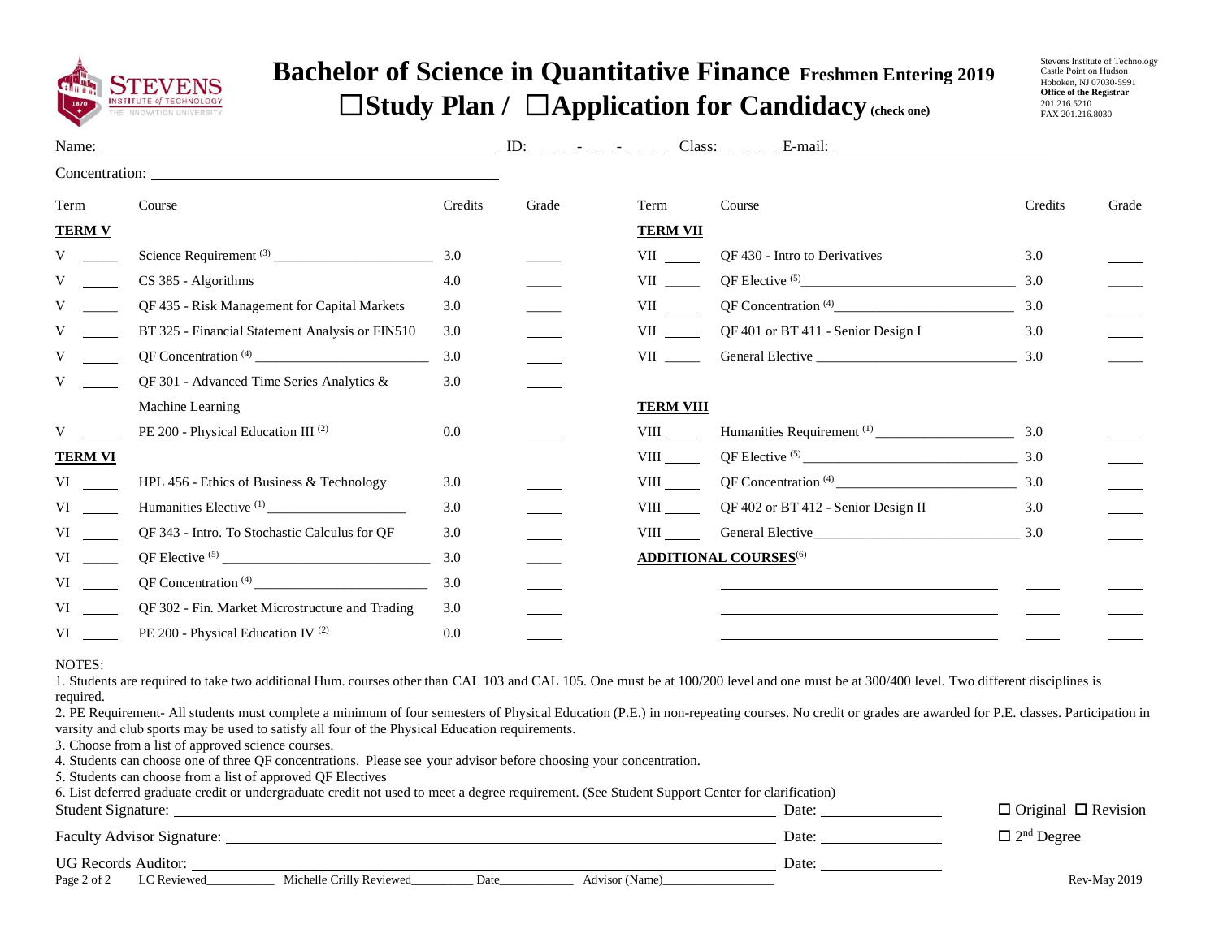# Bachelor of Science in Quantitative Finance Freshmen Entering 2019

## ☐Study Plan / ☐Application for Candidacy (check one)

Stevens Institute of Technology
Castle Point on Hudson
Hoboken, NJ 07030-5991
**Office of the Registrar**
201.216.5210
FAX 201.216.8030

Name: ______________________ ID: _ _ _ - _ _ - _ _ _ Class: _ _ _ _ E-mail: ______________________

Concentration: ______________________

| Term | Course | Credits | Grade |
|---|---|---|---|
| **TERM V** | | | |
| V ____ | Science Requirement [3] ____________ | 3.0 | ____ |
| V ____ | CS 385 - Algorithms | 4.0 | ____ |
| V ____ | QF 435 - Risk Management for Capital Markets | 3.0 | ____ |
| V ____ | BT 325 - Financial Statement Analysis or FIN510 | 3.0 | ____ |
| V ____ | QF Concentration [4] ____________ | 3.0 | ____ |
| V ____ | QF 301 - Advanced Time Series Analytics & Machine Learning | 3.0 | ____ |
| V ____ | PE 200 - Physical Education III [2] | 0.0 | ____ |
| **TERM VI** | | | |
| VI ____ | HPL 456 - Ethics of Business & Technology | 3.0 | ____ |
| VI ____ | Humanities Elective [1] ____________ | 3.0 | ____ |
| VI ____ | QF 343 - Intro. To Stochastic Calculus for QF | 3.0 | ____ |
| VI ____ | QF Elective [5] ____________ | 3.0 | ____ |
| VI ____ | QF Concentration [4] ____________ | 3.0 | ____ |
| VI ____ | QF 302 - Fin. Market Microstructure and Trading | 3.0 | ____ |
| VI ____ | PE 200 - Physical Education IV [2] | 0.0 | ____ |

| Term | Course | Credits | Grade |
|---|---|---|---|
| **TERM VII** | | | |
| VII ____ | QF 430 - Intro to Derivatives | 3.0 | ____ |
| VII ____ | QF Elective [5] ____________ | 3.0 | ____ |
| VII ____ | QF Concentration [4] ____________ | 3.0 | ____ |
| VII ____ | QF 401 or BT 411 - Senior Design I | 3.0 | ____ |
| VII ____ | General Elective ____________ | 3.0 | ____ |
| **TERM VIII** | | | |
| VIII ____ | Humanities Requirement [1] ____________ | 3.0 | ____ |
| VIII ____ | QF Elective [5] ____________ | 3.0 | ____ |
| VIII ____ | QF Concentration [4] ____________ | 3.0 | ____ |
| VIII ____ | QF 402 or BT 412 - Senior Design II | 3.0 | ____ |
| VIII ____ | General Elective____________ | 3.0 | ____ |
| **ADDITIONAL COURSES**[6] | | | |
| | ____________ | ____ | ____ |
| | ____________ | ____ | ____ |
| | ____________ | ____ | ____ |

NOTES:

1. Students are required to take two additional Hum. courses other than CAL 103 and CAL 105. One must be at 100/200 level and one must be at 300/400 level. Two different disciplines is required.
2. PE Requirement- All students must complete a minimum of four semesters of Physical Education (P.E.) in non-repeating courses. No credit or grades are awarded for P.E. classes. Participation in varsity and club sports may be used to satisfy all four of the Physical Education requirements.
3. Choose from a list of approved science courses.
4. Students can choose one of three QF concentrations. Please see your advisor before choosing your concentration.
5. Students can choose from a list of approved QF Electives
6. List deferred graduate credit or undergraduate credit not used to meet a degree requirement. (See Student Support Center for clarification)

Student Signature: ______________________ Date: ____________ ☐ Original ☐ Revision

Faculty Advisor Signature: ______________________ Date: ____________ ☐ 2nd Degree

UG Records Auditor: ______________________ Date: ____________

LC Reviewed__________ Michelle Crilly Reviewed__________ Date__________ Advisor (Name)______________

Rev-May 2019